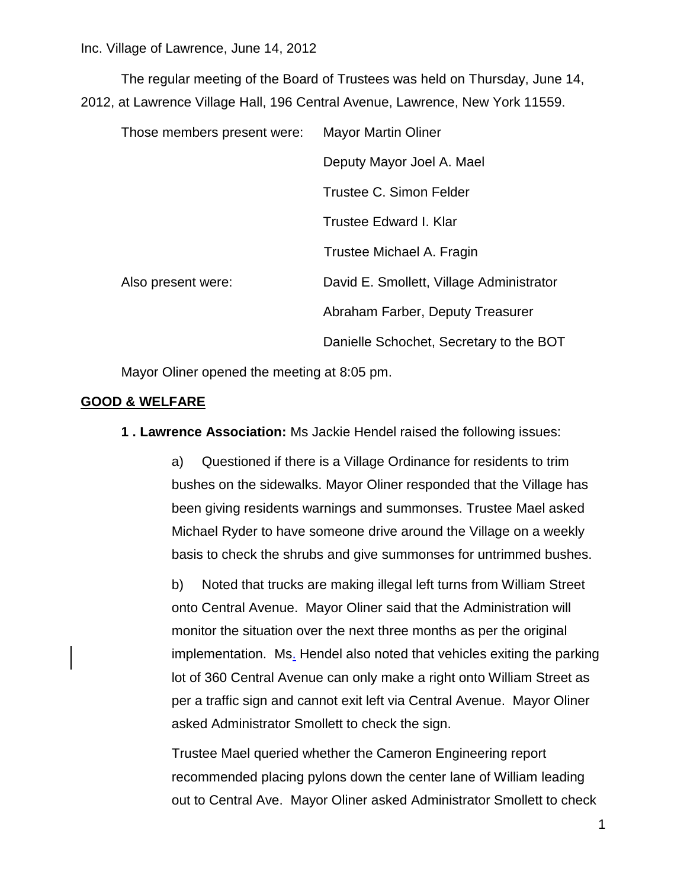Inc. Village of Lawrence, June 14, 2012

The regular meeting of the Board of Trustees was held on Thursday, June 14, 2012, at Lawrence Village Hall, 196 Central Avenue, Lawrence, New York 11559.

| Those members present were: | Mayor Martin Oliner |
|---|---|
| | Deputy Mayor Joel A. Mael |
| | Trustee C. Simon Felder |
| | Trustee Edward I. Klar |
| | Trustee Michael A. Fragin |
| Also present were: | David E. Smollett, Village Administrator |
| | Abraham Farber, Deputy Treasurer |
| | Danielle Schochet, Secretary to the BOT |

Mayor Oliner opened the meeting at 8:05 pm.

## GOOD & WELFARE

**1 . Lawrence Association:** Ms Jackie Hendel raised the following issues:

a) Questioned if there is a Village Ordinance for residents to trim bushes on the sidewalks. Mayor Oliner responded that the Village has been giving residents warnings and summonses. Trustee Mael asked Michael Ryder to have someone drive around the Village on a weekly basis to check the shrubs and give summonses for untrimmed bushes.

b) Noted that trucks are making illegal left turns from William Street onto Central Avenue. Mayor Oliner said that the Administration will monitor the situation over the next three months as per the original implementation. Ms. Hendel also noted that vehicles exiting the parking lot of 360 Central Avenue can only make a right onto William Street as per a traffic sign and cannot exit left via Central Avenue. Mayor Oliner asked Administrator Smollett to check the sign.

Trustee Mael queried whether the Cameron Engineering report recommended placing pylons down the center lane of William leading out to Central Ave. Mayor Oliner asked Administrator Smollett to check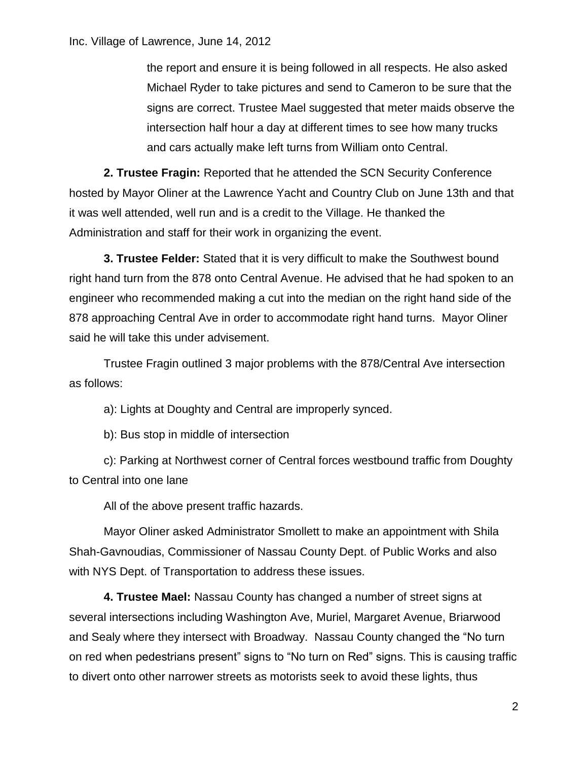the report and ensure it is being followed in all respects. He also asked Michael Ryder to take pictures and send to Cameron to be sure that the signs are correct. Trustee Mael suggested that meter maids observe the intersection half hour a day at different times to see how many trucks and cars actually make left turns from William onto Central.

**2. Trustee Fragin:** Reported that he attended the SCN Security Conference hosted by Mayor Oliner at the Lawrence Yacht and Country Club on June 13th and that it was well attended, well run and is a credit to the Village. He thanked the Administration and staff for their work in organizing the event.

**3. Trustee Felder:** Stated that it is very difficult to make the Southwest bound right hand turn from the 878 onto Central Avenue. He advised that he had spoken to an engineer who recommended making a cut into the median on the right hand side of the 878 approaching Central Ave in order to accommodate right hand turns. Mayor Oliner said he will take this under advisement.

Trustee Fragin outlined 3 major problems with the 878/Central Ave intersection as follows:

a): Lights at Doughty and Central are improperly synced.

b): Bus stop in middle of intersection

c): Parking at Northwest corner of Central forces westbound traffic from Doughty to Central into one lane

All of the above present traffic hazards.

Mayor Oliner asked Administrator Smollett to make an appointment with Shila Shah-Gavnoudias, Commissioner of Nassau County Dept. of Public Works and also with NYS Dept. of Transportation to address these issues.

**4. Trustee Mael:** Nassau County has changed a number of street signs at several intersections including Washington Ave, Muriel, Margaret Avenue, Briarwood and Sealy where they intersect with Broadway. Nassau County changed the "No turn on red when pedestrians present" signs to "No turn on Red" signs. This is causing traffic to divert onto other narrower streets as motorists seek to avoid these lights, thus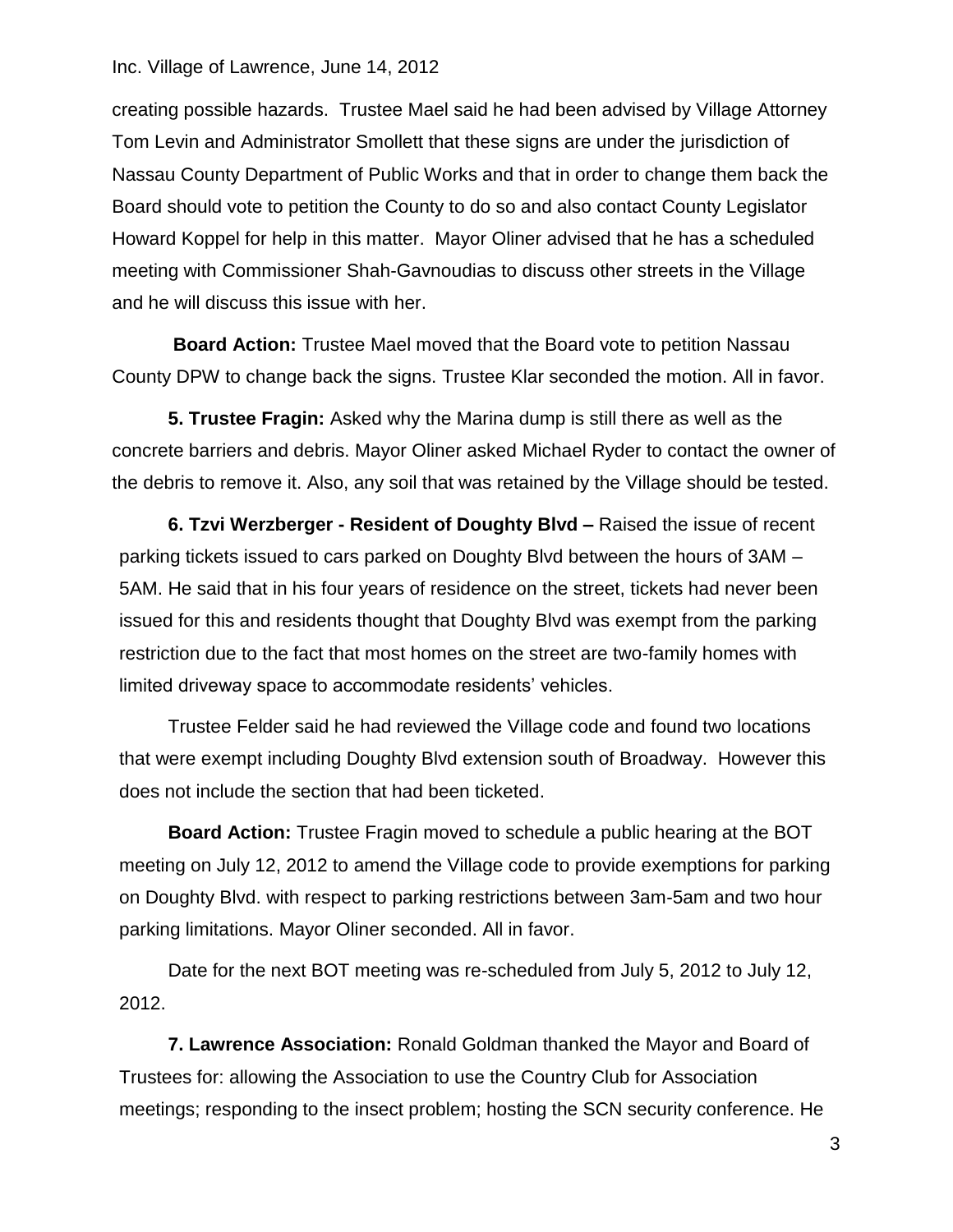creating possible hazards. Trustee Mael said he had been advised by Village Attorney Tom Levin and Administrator Smollett that these signs are under the jurisdiction of Nassau County Department of Public Works and that in order to change them back the Board should vote to petition the County to do so and also contact County Legislator Howard Koppel for help in this matter. Mayor Oliner advised that he has a scheduled meeting with Commissioner Shah-Gavnoudias to discuss other streets in the Village and he will discuss this issue with her.

**Board Action:** Trustee Mael moved that the Board vote to petition Nassau County DPW to change back the signs. Trustee Klar seconded the motion. All in favor.

**5. Trustee Fragin:** Asked why the Marina dump is still there as well as the concrete barriers and debris. Mayor Oliner asked Michael Ryder to contact the owner of the debris to remove it. Also, any soil that was retained by the Village should be tested.

**6. Tzvi Werzberger - Resident of Doughty Blvd –** Raised the issue of recent parking tickets issued to cars parked on Doughty Blvd between the hours of 3AM – 5AM. He said that in his four years of residence on the street, tickets had never been issued for this and residents thought that Doughty Blvd was exempt from the parking restriction due to the fact that most homes on the street are two-family homes with limited driveway space to accommodate residents' vehicles.

Trustee Felder said he had reviewed the Village code and found two locations that were exempt including Doughty Blvd extension south of Broadway. However this does not include the section that had been ticketed.

**Board Action:** Trustee Fragin moved to schedule a public hearing at the BOT meeting on July 12, 2012 to amend the Village code to provide exemptions for parking on Doughty Blvd. with respect to parking restrictions between 3am-5am and two hour parking limitations. Mayor Oliner seconded. All in favor.

Date for the next BOT meeting was re-scheduled from July 5, 2012 to July 12, 2012.

**7. Lawrence Association:** Ronald Goldman thanked the Mayor and Board of Trustees for: allowing the Association to use the Country Club for Association meetings; responding to the insect problem; hosting the SCN security conference. He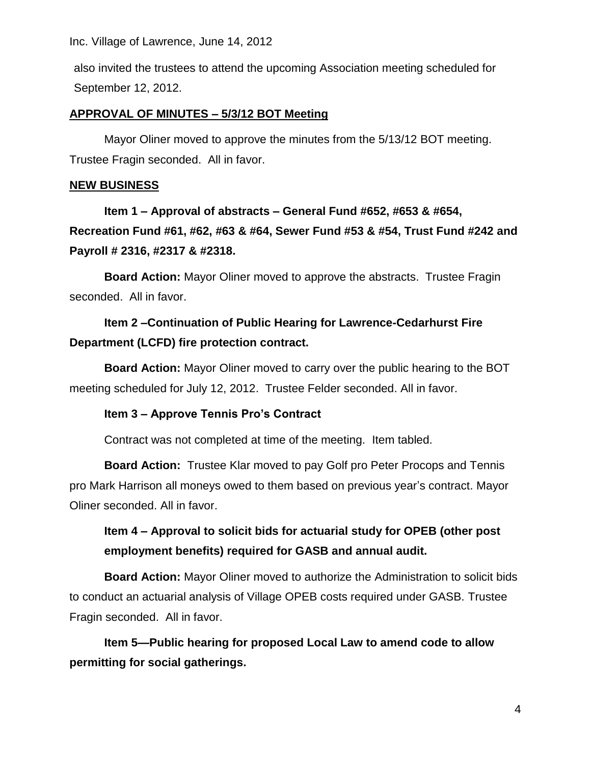also invited the trustees to attend the upcoming Association meeting scheduled for September 12, 2012.

**APPROVAL OF MINUTES – 5/3/12 BOT Meeting**

Mayor Oliner moved to approve the minutes from the 5/13/12 BOT meeting. Trustee Fragin seconded. All in favor.

**NEW BUSINESS**

**Item 1 – Approval of abstracts – General Fund #652, #653 & #654, Recreation Fund #61, #62, #63 & #64, Sewer Fund #53 & #54, Trust Fund #242 and Payroll # 2316, #2317 & #2318.**

**Board Action:** Mayor Oliner moved to approve the abstracts. Trustee Fragin seconded. All in favor.

**Item 2 –Continuation of Public Hearing for Lawrence-Cedarhurst Fire Department (LCFD) fire protection contract.**

**Board Action:** Mayor Oliner moved to carry over the public hearing to the BOT meeting scheduled for July 12, 2012. Trustee Felder seconded. All in favor.

**Item 3 – Approve Tennis Pro's Contract**

Contract was not completed at time of the meeting. Item tabled.

**Board Action:** Trustee Klar moved to pay Golf pro Peter Procops and Tennis pro Mark Harrison all moneys owed to them based on previous year's contract. Mayor Oliner seconded. All in favor.

**Item 4 – Approval to solicit bids for actuarial study for OPEB (other post employment benefits) required for GASB and annual audit.**

**Board Action:** Mayor Oliner moved to authorize the Administration to solicit bids to conduct an actuarial analysis of Village OPEB costs required under GASB. Trustee Fragin seconded. All in favor.

**Item 5—Public hearing for proposed Local Law to amend code to allow permitting for social gatherings.**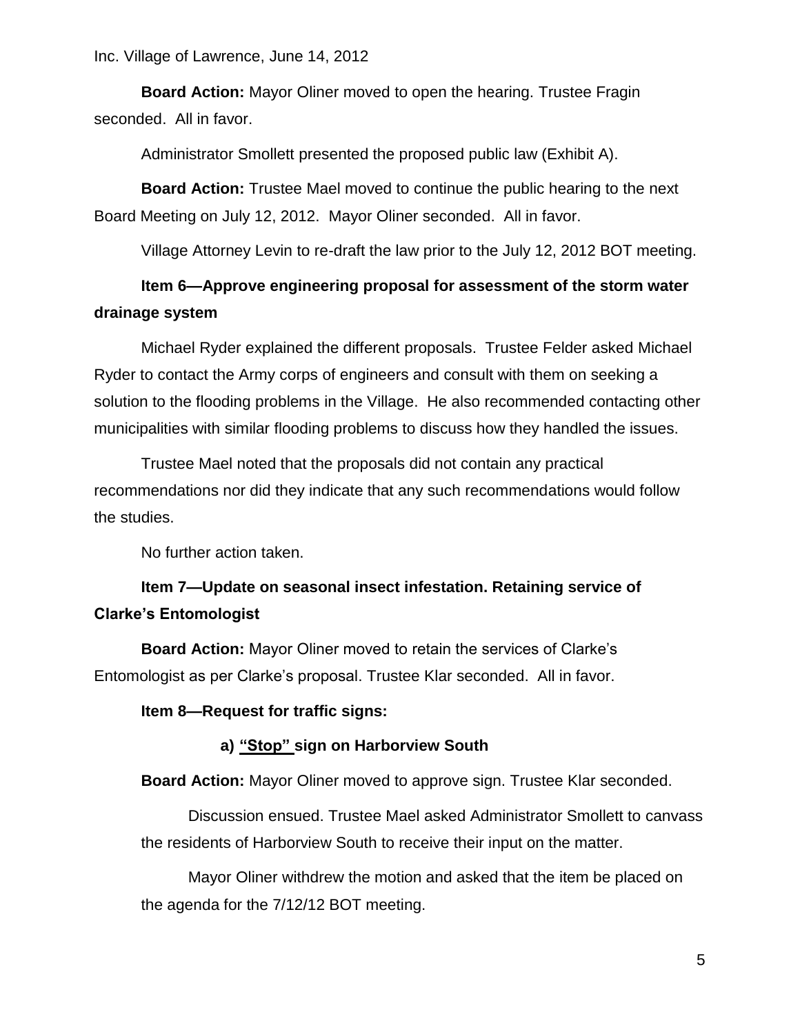**Board Action:** Mayor Oliner moved to open the hearing. Trustee Fragin seconded. All in favor.

Administrator Smollett presented the proposed public law (Exhibit A).

**Board Action:** Trustee Mael moved to continue the public hearing to the next Board Meeting on July 12, 2012. Mayor Oliner seconded. All in favor.

Village Attorney Levin to re-draft the law prior to the July 12, 2012 BOT meeting.

**Item 6—Approve engineering proposal for assessment of the storm water drainage system**

Michael Ryder explained the different proposals. Trustee Felder asked Michael Ryder to contact the Army corps of engineers and consult with them on seeking a solution to the flooding problems in the Village. He also recommended contacting other municipalities with similar flooding problems to discuss how they handled the issues.

Trustee Mael noted that the proposals did not contain any practical recommendations nor did they indicate that any such recommendations would follow the studies.

No further action taken.

**Item 7—Update on seasonal insect infestation. Retaining service of Clarke's Entomologist**

**Board Action:** Mayor Oliner moved to retain the services of Clarke's Entomologist as per Clarke's proposal. Trustee Klar seconded. All in favor.

**Item 8—Request for traffic signs:**

**a) <u>"Stop"</u> sign on Harborview South**

**Board Action:** Mayor Oliner moved to approve sign. Trustee Klar seconded.

Discussion ensued. Trustee Mael asked Administrator Smollett to canvass the residents of Harborview South to receive their input on the matter.

Mayor Oliner withdrew the motion and asked that the item be placed on the agenda for the 7/12/12 BOT meeting.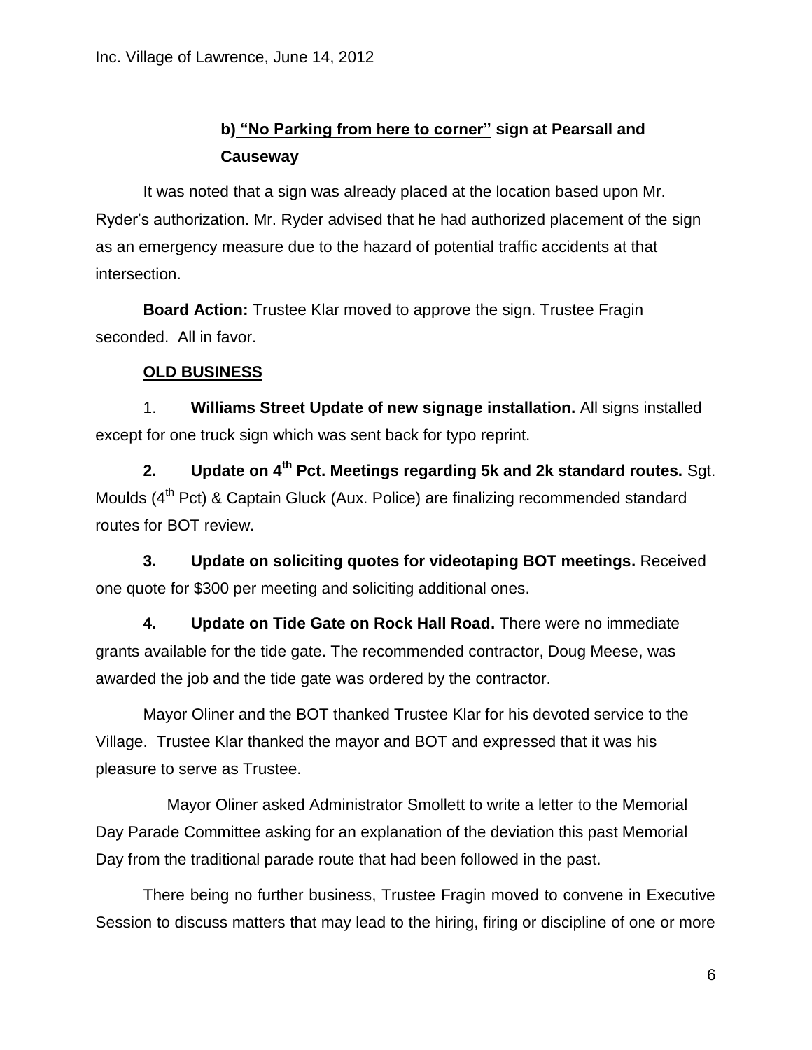**b) "No Parking from here to corner" sign at Pearsall and Causeway**

It was noted that a sign was already placed at the location based upon Mr. Ryder's authorization. Mr. Ryder advised that he had authorized placement of the sign as an emergency measure due to the hazard of potential traffic accidents at that intersection.

**Board Action:** Trustee Klar moved to approve the sign. Trustee Fragin seconded. All in favor.

**OLD BUSINESS**

1. **Williams Street Update of new signage installation.** All signs installed except for one truck sign which was sent back for typo reprint.

2. **Update on 4th Pct. Meetings regarding 5k and 2k standard routes.** Sgt. Moulds (4th Pct) & Captain Gluck (Aux. Police) are finalizing recommended standard routes for BOT review.

3. **Update on soliciting quotes for videotaping BOT meetings.** Received one quote for $300 per meeting and soliciting additional ones.

4. **Update on Tide Gate on Rock Hall Road.** There were no immediate grants available for the tide gate. The recommended contractor, Doug Meese, was awarded the job and the tide gate was ordered by the contractor.

Mayor Oliner and the BOT thanked Trustee Klar for his devoted service to the Village. Trustee Klar thanked the mayor and BOT and expressed that it was his pleasure to serve as Trustee.

Mayor Oliner asked Administrator Smollett to write a letter to the Memorial Day Parade Committee asking for an explanation of the deviation this past Memorial Day from the traditional parade route that had been followed in the past.

There being no further business, Trustee Fragin moved to convene in Executive Session to discuss matters that may lead to the hiring, firing or discipline of one or more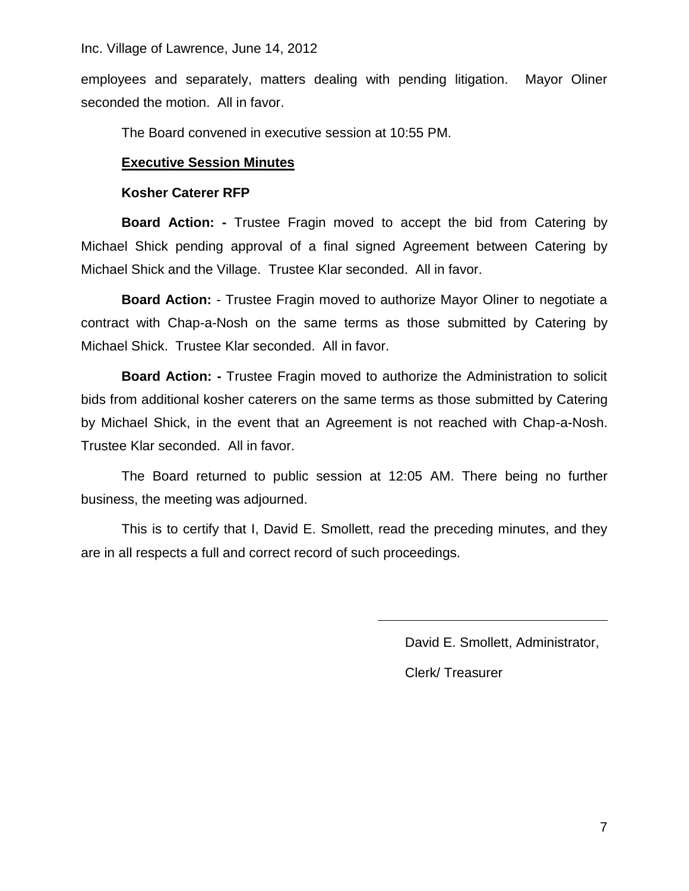employees and separately, matters dealing with pending litigation. Mayor Oliner seconded the motion. All in favor.

The Board convened in executive session at 10:55 PM.

**Executive Session Minutes**

**Kosher Caterer RFP**

**Board Action: -** Trustee Fragin moved to accept the bid from Catering by Michael Shick pending approval of a final signed Agreement between Catering by Michael Shick and the Village. Trustee Klar seconded. All in favor.

**Board Action:** - Trustee Fragin moved to authorize Mayor Oliner to negotiate a contract with Chap-a-Nosh on the same terms as those submitted by Catering by Michael Shick. Trustee Klar seconded. All in favor.

**Board Action: -** Trustee Fragin moved to authorize the Administration to solicit bids from additional kosher caterers on the same terms as those submitted by Catering by Michael Shick, in the event that an Agreement is not reached with Chap-a-Nosh. Trustee Klar seconded. All in favor.

The Board returned to public session at 12:05 AM. There being no further business, the meeting was adjourned.

This is to certify that I, David E. Smollett, read the preceding minutes, and they are in all respects a full and correct record of such proceedings.

\_\_\_\_\_\_\_\_\_\_\_\_\_\_\_\_\_\_\_\_\_\_\_\_\_\_\_\_\_\_

David E. Smollett, Administrator,

Clerk/ Treasurer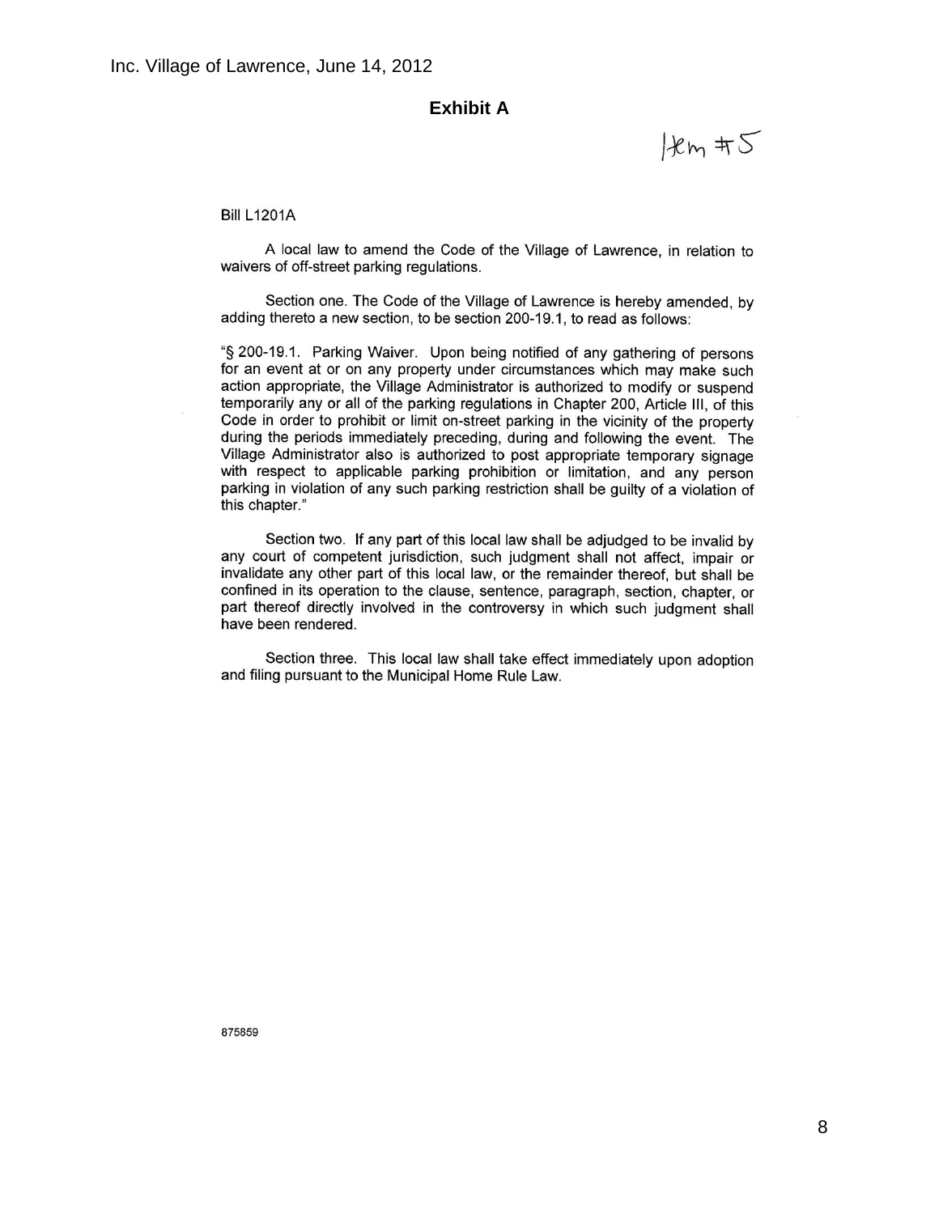Inc. Village of Lawrence, June 14, 2012

## Exhibit A

Item #5

Bill L1201A

A local law to amend the Code of the Village of Lawrence, in relation to waivers of off-street parking regulations.

Section one. The Code of the Village of Lawrence is hereby amended, by adding thereto a new section, to be section 200-19.1, to read as follows:

"§ 200-19.1. Parking Waiver. Upon being notified of any gathering of persons for an event at or on any property under circumstances which may make such action appropriate, the Village Administrator is authorized to modify or suspend temporarily any or all of the parking regulations in Chapter 200, Article III, of this Code in order to prohibit or limit on-street parking in the vicinity of the property during the periods immediately preceding, during and following the event. The Village Administrator also is authorized to post appropriate temporary signage with respect to applicable parking prohibition or limitation, and any person parking in violation of any such parking restriction shall be guilty of a violation of this chapter."

Section two. If any part of this local law shall be adjudged to be invalid by any court of competent jurisdiction, such judgment shall not affect, impair or invalidate any other part of this local law, or the remainder thereof, but shall be confined in its operation to the clause, sentence, paragraph, section, chapter, or part thereof directly involved in the controversy in which such judgment shall have been rendered.

Section three. This local law shall take effect immediately upon adoption and filing pursuant to the Municipal Home Rule Law.

875859